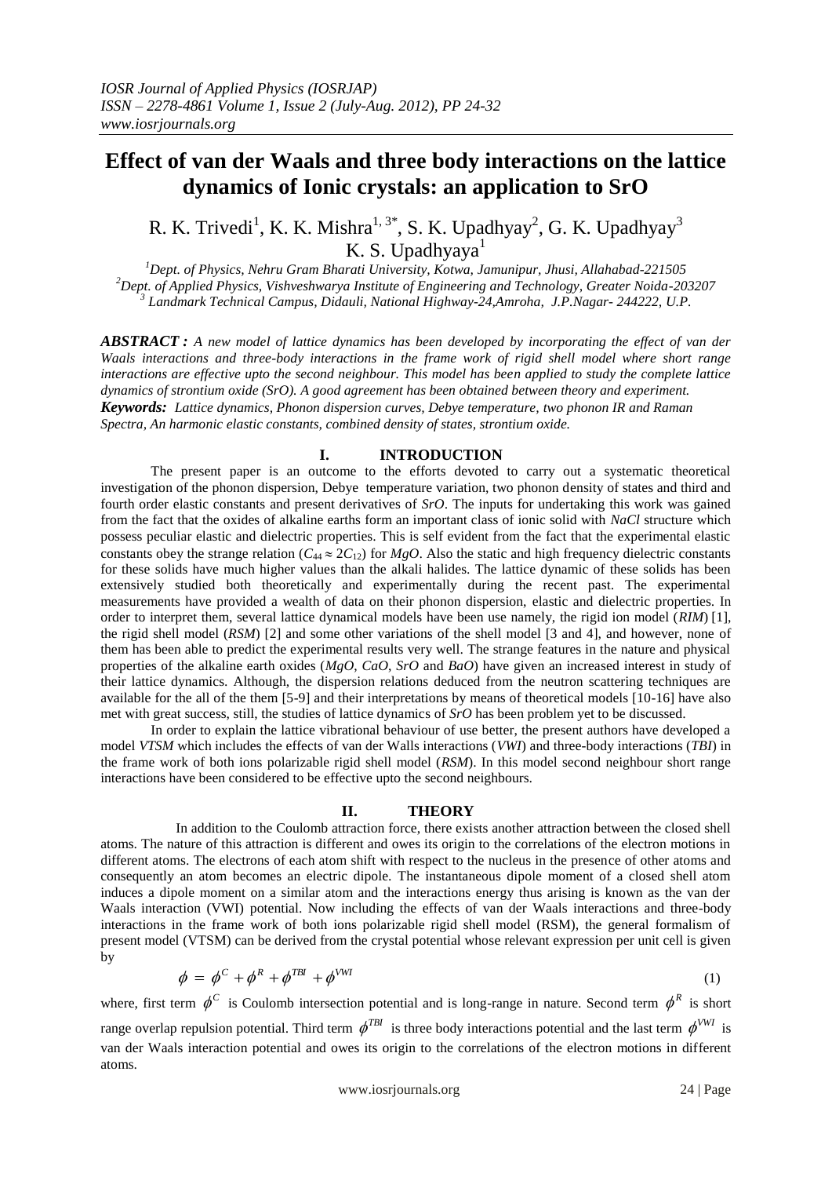# Effect of van der Waals and three body interactions on the lattice dynamics of Ionic crystals: an application to SrO

R. K. Trivedi[1], K. K. Mishra[1, 3*], S. K. Upadhyay[2], G. K. Upadhyay[3] K. S. Upadhyaya[1]

[1]Dept. of Physics, Nehru Gram Bharati University, Kotwa, Jamunipur, Jhusi, Allahabad-221505
[2]Dept. of Applied Physics, Vishveshwarya Institute of Engineering and Technology, Greater Noida-203207
[3] Landmark Technical Campus, Didauli, National Highway-24,Amroha, J.P.Nagar- 244222, U.P.

***ABSTRACT :*** *A new model of lattice dynamics has been developed by incorporating the effect of van der Waals interactions and three-body interactions in the frame work of rigid shell model where short range interactions are effective upto the second neighbour. This model has been applied to study the complete lattice dynamics of strontium oxide (SrO). A good agreement has been obtained between theory and experiment.*

***Keywords:*** *Lattice dynamics, Phonon dispersion curves, Debye temperature, two phonon IR and Raman Spectra, An harmonic elastic constants, combined density of states, strontium oxide.*

## I. INTRODUCTION

The present paper is an outcome to the efforts devoted to carry out a systematic theoretical investigation of the phonon dispersion, Debye temperature variation, two phonon density of states and third and fourth order elastic constants and present derivatives of *SrO*. The inputs for undertaking this work was gained from the fact that the oxides of alkaline earths form an important class of ionic solid with *NaCl* structure which possess peculiar elastic and dielectric properties. This is self evident from the fact that the experimental elastic constants obey the strange relation ($C_{44} \approx 2C_{12}$) for *MgO*. Also the static and high frequency dielectric constants for these solids have much higher values than the alkali halides. The lattice dynamic of these solids has been extensively studied both theoretically and experimentally during the recent past. The experimental measurements have provided a wealth of data on their phonon dispersion, elastic and dielectric properties. In order to interpret them, several lattice dynamical models have been use namely, the rigid ion model (*RIM*) [1], the rigid shell model (*RSM*) [2] and some other variations of the shell model [3 and 4], and however, none of them has been able to predict the experimental results very well. The strange features in the nature and physical properties of the alkaline earth oxides (*MgO*, *CaO*, *SrO* and *BaO*) have given an increased interest in study of their lattice dynamics. Although, the dispersion relations deduced from the neutron scattering techniques are available for the all of the them [5-9] and their interpretations by means of theoretical models [10-16] have also met with great success, still, the studies of lattice dynamics of *SrO* has been problem yet to be discussed.

In order to explain the lattice vibrational behaviour of use better, the present authors have developed a model *VTSM* which includes the effects of van der Walls interactions (*VWI*) and three-body interactions (*TBI*) in the frame work of both ions polarizable rigid shell model (*RSM*). In this model second neighbour short range interactions have been considered to be effective upto the second neighbours.

## II. THEORY

In addition to the Coulomb attraction force, there exists another attraction between the closed shell atoms. The nature of this attraction is different and owes its origin to the correlations of the electron motions in different atoms. The electrons of each atom shift with respect to the nucleus in the presence of other atoms and consequently an atom becomes an electric dipole. The instantaneous dipole moment of a closed shell atom induces a dipole moment on a similar atom and the interactions energy thus arising is known as the van der Waals interaction (VWI) potential. Now including the effects of van der Waals interactions and three-body interactions in the frame work of both ions polarizable rigid shell model (RSM), the general formalism of present model (VTSM) can be derived from the crystal potential whose relevant expression per unit cell is given by

$$\phi = \phi^{C} + \phi^{R} + \phi^{TBI} + \phi^{VWI} \tag{1}$$

where, first term $\phi^{C}$ is Coulomb intersection potential and is long-range in nature. Second term $\phi^{R}$ is short range overlap repulsion potential. Third term $\phi^{TBI}$ is three body interactions potential and the last term $\phi^{VWI}$ is van der Waals interaction potential and owes its origin to the correlations of the electron motions in different atoms.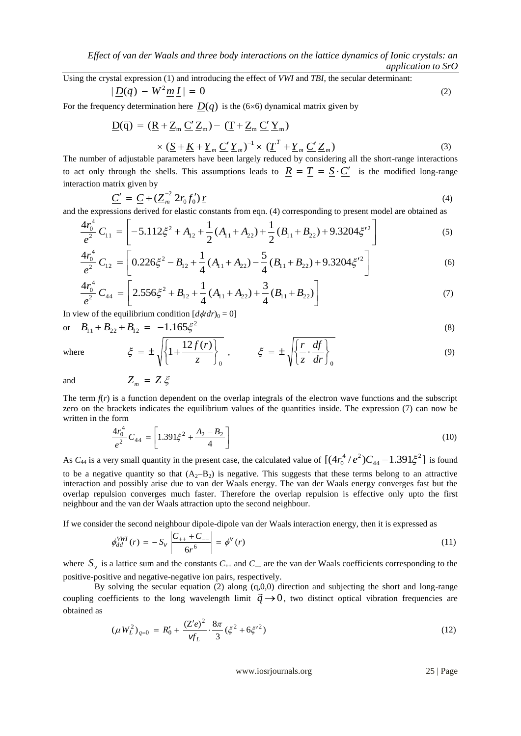Using the crystal expression (1) and introducing the effect of *VWI* and *TBI*, the secular determinant:

$$|\underline{D}(\bar{q}) - W^2 \underline{m}\, \underline{I}| = 0 \tag{2}$$

For the frequency determination here $\underline{D}(q)$ is the (6×6) dynamical matrix given by

$$\underline{D}(\bar{q}) = (\underline{R} + \underline{Z}_m \underline{C}' \underline{Z}_m) - (\underline{T} + \underline{Z}_m \underline{C}' \underline{Y}_m) \times (\underline{S} + \underline{K} + \underline{Y}_m \underline{C}' \underline{Y}_m)^{-1} \times (\underline{T}^T + \underline{Y}_m \underline{C}' \underline{Z}_m) \tag{3}$$

The number of adjustable parameters have been largely reduced by considering all the short-range interactions to act only through the shells. This assumptions leads to $\underline{R} = \underline{T} = \underline{S} \cdot \underline{C}'$ is the modified long-range interaction matrix given by

$$\underline{C}' = \underline{C} + (\underline{Z}_m^{-2}\, 2 r_0 f_0')\, \underline{r} \tag{4}$$

and the expressions derived for elastic constants from eqn. (4) corresponding to present model are obtained as

$$\frac{4r_0^4}{e^2} C_{11} = \left[ -5.112\xi^2 + A_{12} + \frac{1}{2}(A_{11} + A_{22}) + \frac{1}{2}(B_{11} + B_{22}) + 9.3204\xi'^2 \right] \tag{5}$$

$$\frac{4r_0^4}{e^2} C_{12} = \left[ 0.226\xi^2 - B_{12} + \frac{1}{4}(A_{11} + A_{22}) - \frac{5}{4}(B_{11} + B_{22}) + 9.3204\xi'^2 \right] \tag{6}$$

$$\frac{4r_0^4}{e^2} C_{44} = \left[ 2.556\xi^2 + B_{12} + \frac{1}{4}(A_{11} + A_{22}) + \frac{3}{4}(B_{11} + B_{22}) \right] \tag{7}$$

In view of the equilibrium condition $[d\phi/dr)_0 = 0]$

or $\quad B_{11} + B_{22} + B_{12} = -1.165\xi^2 \qquad (8)$

where $\qquad \xi = \pm\sqrt{\left\{1 + \dfrac{12 f(r)}{z}\right\}_0}\,, \qquad \xi = \pm\sqrt{\left\{\dfrac{r}{z} \cdot \dfrac{df}{dr}\right\}_0} \qquad (9)$

and $\qquad Z_m = Z\,\xi$

The term $f(r)$ is a function dependent on the overlap integrals of the electron wave functions and the subscript zero on the brackets indicates the equilibrium values of the quantities inside. The expression (7) can now be written in the form

$$\frac{4r_0^4}{e^2} C_{44} = \left[ 1.391\xi^2 + \frac{A_2 - B_2}{4} \right] \tag{10}$$

As $C_{44}$ is a very small quantity in the present case, the calculated value of $[(4r_0^4/e^2)C_{44} - 1.391\xi^2]$ is found to be a negative quantity so that $(A_2 - B_2)$ is negative. This suggests that these terms belong to an attractive interaction and possibly arise due to van der Waals energy. The van der Waals energy converges fast but the overlap repulsion converges much faster. Therefore the overlap repulsion is effective only upto the first neighbour and the van der Waals attraction upto the second neighbour.

If we consider the second neighbour dipole-dipole van der Waals interaction energy, then it is expressed as

$$\phi_{dd}^{VWI}(r) = -S_v \left| \frac{C_{++} + C_{--}}{6r^6} \right| = \phi^v(r) \tag{11}$$

where $S_v$ is a lattice sum and the constants $C_{++}$ and $C_{--}$ are the van der Waals coefficients corresponding to the positive-positive and negative-negative ion pairs, respectively.

By solving the secular equation (2) along (q,0,0) direction and subjecting the short and long-range coupling coefficients to the long wavelength limit $\vec{q} \to 0$, two distinct optical vibration frequencies are obtained as

$$(\mu W_L^2)_{q=0} = R_0' + \frac{(Z'e)^2}{v f_L} \cdot \frac{8\pi}{3} (\xi^2 + 6\xi'^2) \tag{12}$$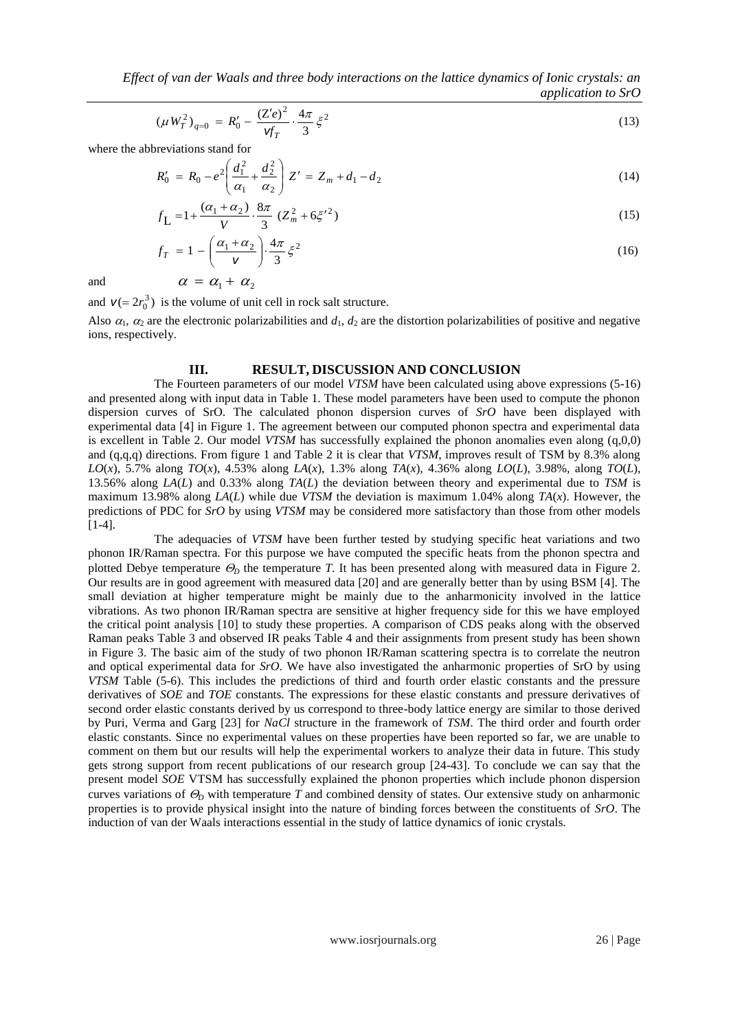$$(\mu W_T^2)_{q=0} = R_0' - \frac{(Z'e)^2}{vf_T} \cdot \frac{4\pi}{3} \xi^2 \tag{13}$$

where the abbreviations stand for

$$R_0' = R_0 - e^2\left(\frac{d_1^2}{\alpha_1} + \frac{d_2^2}{\alpha_2}\right) Z' = Z_m + d_1 - d_2 \tag{14}$$

$$f_L = 1 + \frac{(\alpha_1 + \alpha_2)}{V} \cdot \frac{8\pi}{3} (Z_m^2 + 6\xi'^2) \tag{15}$$

$$f_T = 1 - \left(\frac{\alpha_1 + \alpha_2}{v}\right) \cdot \frac{4\pi}{3} \xi^2 \tag{16}$$

and $\alpha = \alpha_1 + \alpha_2$

and $v(= 2r_0^3)$ is the volume of unit cell in rock salt structure.

Also $\alpha_1$, $\alpha_2$ are the electronic polarizabilities and $d_1$, $d_2$ are the distortion polarizabilities of positive and negative ions, respectively.

## III. RESULT, DISCUSSION AND CONCLUSION

The Fourteen parameters of our model *VTSM* have been calculated using above expressions (5-16) and presented along with input data in Table 1. These model parameters have been used to compute the phonon dispersion curves of SrO. The calculated phonon dispersion curves of *SrO* have been displayed with experimental data [4] in Figure 1. The agreement between our computed phonon spectra and experimental data is excellent in Table 2. Our model *VTSM* has successfully explained the phonon anomalies even along (q,0,0) and (q,q,q) directions. From figure 1 and Table 2 it is clear that *VTSM*, improves result of TSM by 8.3% along *LO*(*x*), 5.7% along *TO*(*x*), 4.53% along *LA*(*x*), 1.3% along *TA*(*x*), 4.36% along *LO*(*L*), 3.98%, along *TO*(*L*), 13.56% along *LA*(*L*) and 0.33% along *TA*(*L*) the deviation between theory and experimental due to *TSM* is maximum 13.98% along *LA*(*L*) while due *VTSM* the deviation is maximum 1.04% along *TA*(*x*). However, the predictions of PDC for *SrO* by using *VTSM* may be considered more satisfactory than those from other models [1-4].

The adequacies of *VTSM* have been further tested by studying specific heat variations and two phonon IR/Raman spectra. For this purpose we have computed the specific heats from the phonon spectra and plotted Debye temperature $\Theta_D$ the temperature *T*. It has been presented along with measured data in Figure 2. Our results are in good agreement with measured data [20] and are generally better than by using BSM [4]. The small deviation at higher temperature might be mainly due to the anharmonicity involved in the lattice vibrations. As two phonon IR/Raman spectra are sensitive at higher frequency side for this we have employed the critical point analysis [10] to study these properties. A comparison of CDS peaks along with the observed Raman peaks Table 3 and observed IR peaks Table 4 and their assignments from present study has been shown in Figure 3. The basic aim of the study of two phonon IR/Raman scattering spectra is to correlate the neutron and optical experimental data for *SrO*. We have also investigated the anharmonic properties of SrO by using *VTSM* Table (5-6). This includes the predictions of third and fourth order elastic constants and the pressure derivatives of *SOE* and *TOE* constants. The expressions for these elastic constants and pressure derivatives of second order elastic constants derived by us correspond to three-body lattice energy are similar to those derived by Puri, Verma and Garg [23] for *NaCl* structure in the framework of *TSM*. The third order and fourth order elastic constants. Since no experimental values on these properties have been reported so far, we are unable to comment on them but our results will help the experimental workers to analyze their data in future. This study gets strong support from recent publications of our research group [24-43]. To conclude we can say that the present model *SOE* VTSM has successfully explained the phonon properties which include phonon dispersion curves variations of $\Theta_D$ with temperature *T* and combined density of states. Our extensive study on anharmonic properties is to provide physical insight into the nature of binding forces between the constituents of *SrO*. The induction of van der Waals interactions essential in the study of lattice dynamics of ionic crystals.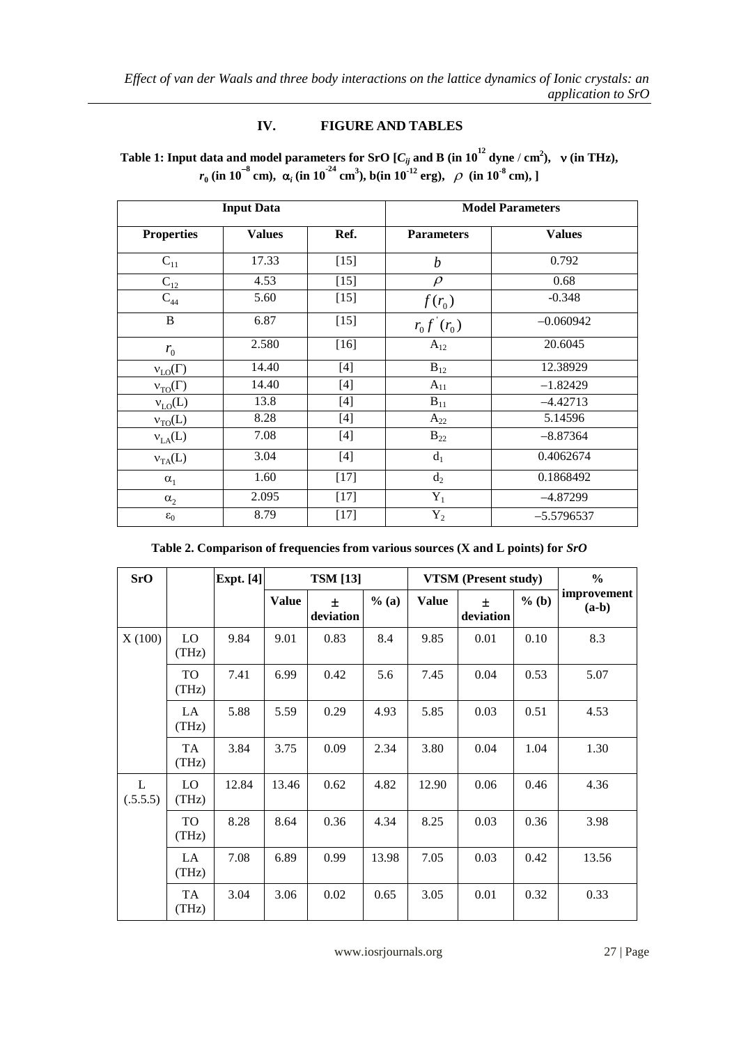## IV. FIGURE AND TABLES

**Table 1: Input data and model parameters for SrO [$C_{ij}$ and B (in $10^{12}$ dyne / cm$^2$), $\nu$ (in THz), $r_0$ (in $10^{-8}$ cm), $\alpha_i$ (in $10^{-24}$ cm$^3$), b(in $10^{-12}$ erg), $\rho$ (in $10^{-8}$ cm), ]**

| Input Data | | | Model Parameters | |
|---|---|---|---|---|
| **Properties** | **Values** | **Ref.** | **Parameters** | **Values** |
| $C_{11}$ | 17.33 | [15] | $b$ | 0.792 |
| $C_{12}$ | 4.53 | [15] | $\rho$ | 0.68 |
| $C_{44}$ | 5.60 | [15] | $f(r_0)$ | -0.348 |
| B | 6.87 | [15] | $r_0 f'(r_0)$ | −0.060942 |
| $r_0$ | 2.580 | [16] | $A_{12}$ | 20.6045 |
| $\nu_{LO}(\Gamma)$ | 14.40 | [4] | $B_{12}$ | 12.38929 |
| $\nu_{TO}(\Gamma)$ | 14.40 | [4] | $A_{11}$ | −1.82429 |
| $\nu_{LO}(L)$ | 13.8 | [4] | $B_{11}$ | −4.42713 |
| $\nu_{TO}(L)$ | 8.28 | [4] | $A_{22}$ | 5.14596 |
| $\nu_{LA}(L)$ | 7.08 | [4] | $B_{22}$ | −8.87364 |
| $\nu_{TA}(L)$ | 3.04 | [4] | $d_1$ | 0.4062674 |
| $\alpha_1$ | 1.60 | [17] | $d_2$ | 0.1868492 |
| $\alpha_2$ | 2.095 | [17] | $Y_1$ | −4.87299 |
| $\varepsilon_0$ | 8.79 | [17] | $Y_2$ | −5.5796537 |

**Table 2. Comparison of frequencies from various sources (X and L points) for *SrO***

| SrO | | Expt. [4] | TSM [13] | | | VTSM (Present study) | | | % improvement (a-b) |
|---|---|---|---|---|---|---|---|---|---|
| | | | **Value** | **± deviation** | **% (a)** | **Value** | **± deviation** | **% (b)** | |
| X (100) | LO (THz) | 9.84 | 9.01 | 0.83 | 8.4 | 9.85 | 0.01 | 0.10 | 8.3 |
| | TO (THz) | 7.41 | 6.99 | 0.42 | 5.6 | 7.45 | 0.04 | 0.53 | 5.07 |
| | LA (THz) | 5.88 | 5.59 | 0.29 | 4.93 | 5.85 | 0.03 | 0.51 | 4.53 |
| | TA (THz) | 3.84 | 3.75 | 0.09 | 2.34 | 3.80 | 0.04 | 1.04 | 1.30 |
| L (.5.5.5) | LO (THz) | 12.84 | 13.46 | 0.62 | 4.82 | 12.90 | 0.06 | 0.46 | 4.36 |
| | TO (THz) | 8.28 | 8.64 | 0.36 | 4.34 | 8.25 | 0.03 | 0.36 | 3.98 |
| | LA (THz) | 7.08 | 6.89 | 0.99 | 13.98 | 7.05 | 0.03 | 0.42 | 13.56 |
| | TA (THz) | 3.04 | 3.06 | 0.02 | 0.65 | 3.05 | 0.01 | 0.32 | 0.33 |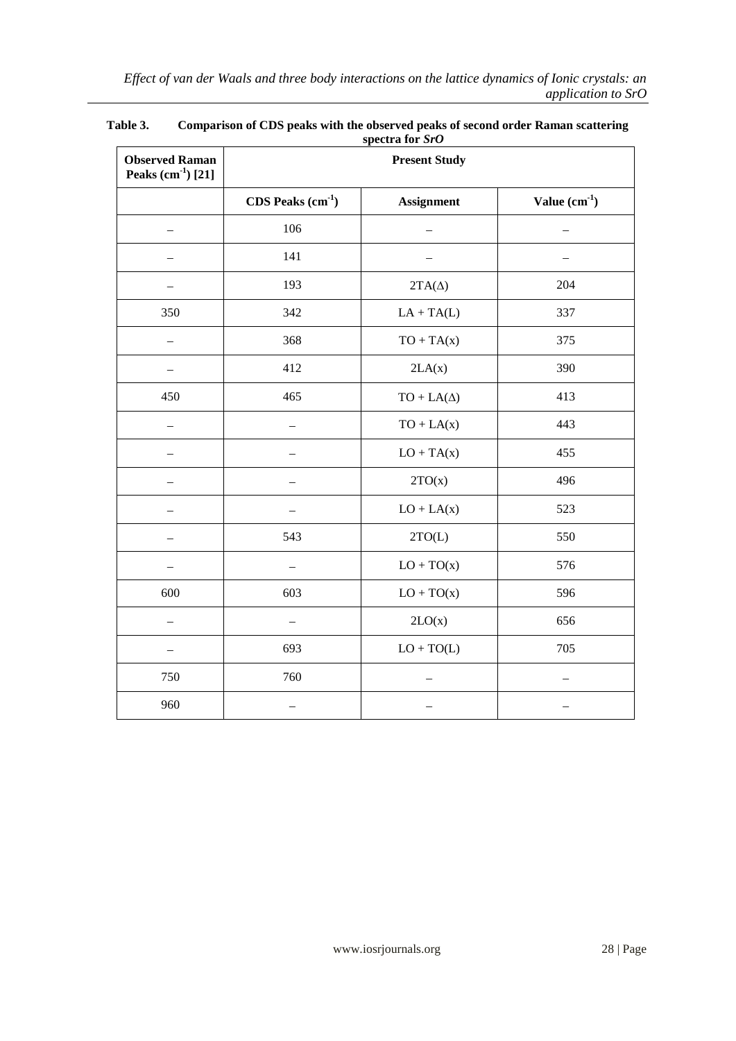**Table 3. Comparison of CDS peaks with the observed peaks of second order Raman scattering spectra for *SrO***

| Observed Raman Peaks ($cm^{-1}$) [21] | Present Study | | |
|---|---|---|---|
| | CDS Peaks ($cm^{-1}$) | Assignment | Value ($cm^{-1}$) |
| – | 106 | – | – |
| – | 141 | – | – |
| – | 193 | 2TA(Δ) | 204 |
| 350 | 342 | LA + TA(L) | 337 |
| – | 368 | TO + TA(x) | 375 |
| – | 412 | 2LA(x) | 390 |
| 450 | 465 | TO + LA(Δ) | 413 |
| – | – | TO + LA(x) | 443 |
| – | – | LO + TA(x) | 455 |
| – | – | 2TO(x) | 496 |
| – | – | LO + LA(x) | 523 |
| – | 543 | 2TO(L) | 550 |
| – | – | LO + TO(x) | 576 |
| 600 | 603 | LO + TO(x) | 596 |
| – | – | 2LO(x) | 656 |
| – | 693 | LO + TO(L) | 705 |
| 750 | 760 | – | – |
| 960 | – | – | – |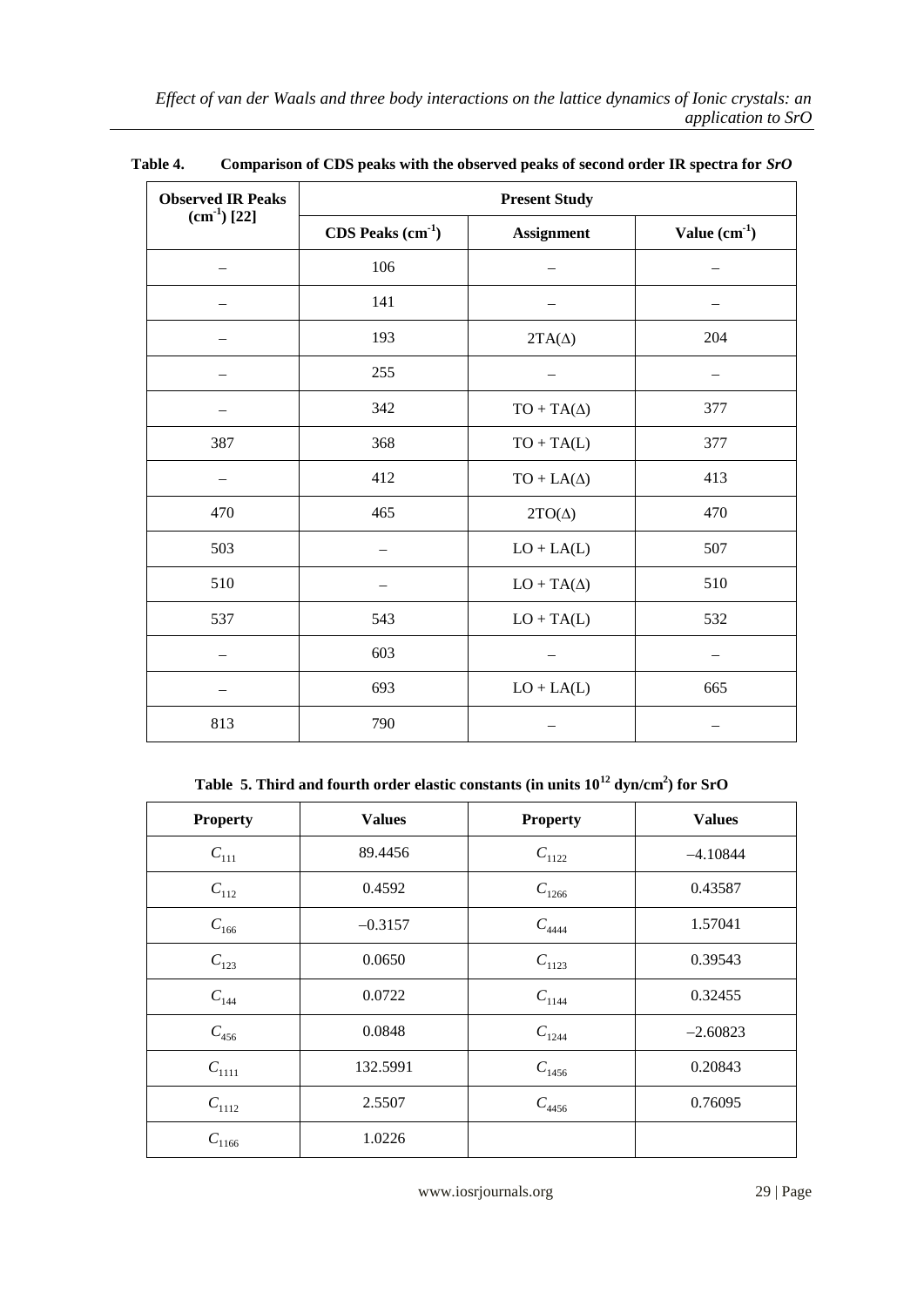**Table 4.** **Comparison of CDS peaks with the observed peaks of second order IR spectra for *SrO***

| Observed IR Peaks ($cm^{-1}$) [22] | Present Study | | |
|---|---|---|---|
| | CDS Peaks ($cm^{-1}$) | Assignment | Value ($cm^{-1}$) |
| – | 106 | – | – |
| – | 141 | – | – |
| – | 193 | 2TA(Δ) | 204 |
| – | 255 | – | – |
| – | 342 | TO + TA(Δ) | 377 |
| 387 | 368 | TO + TA(L) | 377 |
| – | 412 | TO + LA(Δ) | 413 |
| 470 | 465 | 2TO(Δ) | 470 |
| 503 | – | LO + LA(L) | 507 |
| 510 | – | LO + TA(Δ) | 510 |
| 537 | 543 | LO + TA(L) | 532 |
| – | 603 | – | – |
| – | 693 | LO + LA(L) | 665 |
| 813 | 790 | – | – |

**Table 5. Third and fourth order elastic constants (in units $10^{12}$ dyn/cm$^2$) for SrO**

| Property | Values | Property | Values |
|---|---|---|---|
| $C_{111}$ | 89.4456 | $C_{1122}$ | −4.10844 |
| $C_{112}$ | 0.4592 | $C_{1266}$ | 0.43587 |
| $C_{166}$ | −0.3157 | $C_{4444}$ | 1.57041 |
| $C_{123}$ | 0.0650 | $C_{1123}$ | 0.39543 |
| $C_{144}$ | 0.0722 | $C_{1144}$ | 0.32455 |
| $C_{456}$ | 0.0848 | $C_{1244}$ | −2.60823 |
| $C_{1111}$ | 132.5991 | $C_{1456}$ | 0.20843 |
| $C_{1112}$ | 2.5507 | $C_{4456}$ | 0.76095 |
| $C_{1166}$ | 1.0226 | | |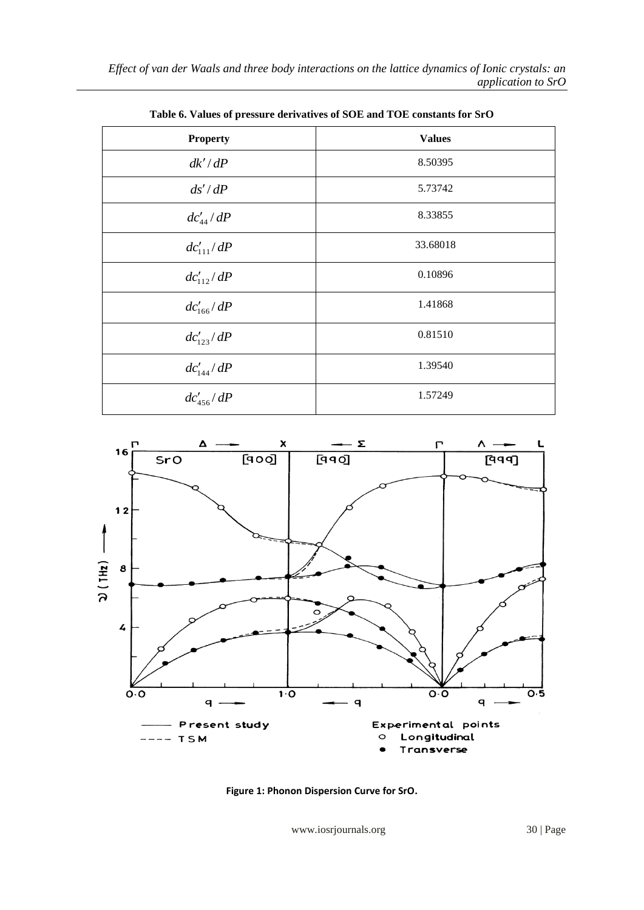**Table 6. Values of pressure derivatives of SOE and TOE constants for SrO**

| Property | Values |
|---|---|
| $dk'/dP$ | 8.50395 |
| $ds'/dP$ | 5.73742 |
| $dc'_{44}/dP$ | 8.33855 |
| $dc'_{111}/dP$ | 33.68018 |
| $dc'_{112}/dP$ | 0.10896 |
| $dc'_{166}/dP$ | 1.41868 |
| $dc'_{123}/dP$ | 0.81510 |
| $dc'_{144}/dP$ | 1.39540 |
| $dc'_{456}/dP$ | 1.57249 |

**Figure 1: Phonon Dispersion Curve for SrO.**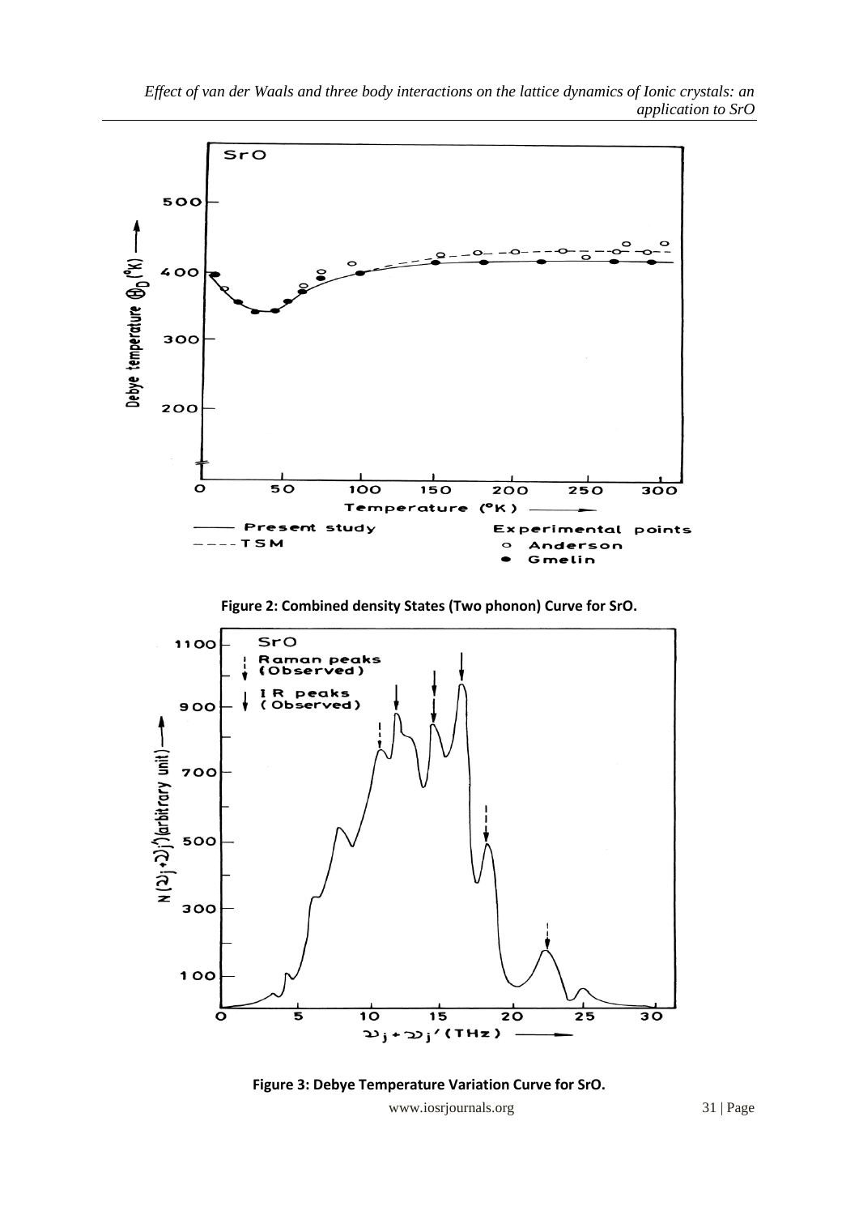Figure 2: Combined density States (Two phonon) Curve for SrO.

Figure 3: Debye Temperature Variation Curve for SrO.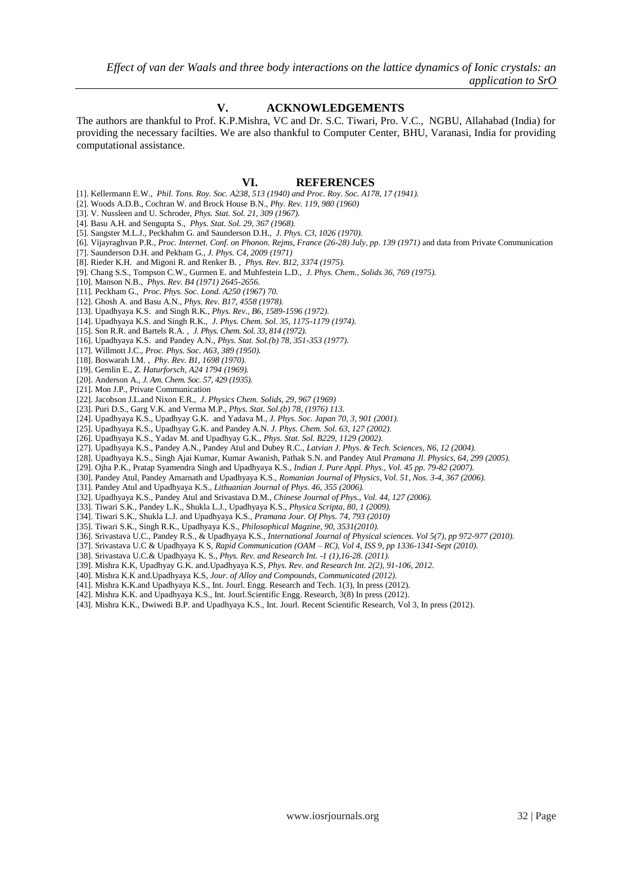## V. ACKNOWLEDGEMENTS

The authors are thankful to Prof. K.P.Mishra, VC and Dr. S.C. Tiwari, Pro. V.C., NGBU, Allahabad (India) for providing the necessary facilties. We are also thankful to Computer Center, BHU, Varanasi, India for providing computational assistance.

## VI. REFERENCES

[1]. Kellermann E.W., *Phil. Tons. Roy. Soc. A238, 513 (1940) and Proc. Roy. Soc. A178, 17 (1941).*
[2]. Woods A.D.B., Cochran W. and Brock House B.N., *Phy. Rev. 119, 980 (1960)*
[3]. V. Nussleen and U. Schroder, *Phys. Stat. Sol. 21, 309 (1967).*
[4]. Basu A.H. and Sengupta S., *Phys. Stat. Sol. 29, 367 (1968).*
[5]. Sangster M.L.J., Peckhahm G. and Saunderson D.H., *J. Phys. C3, 1026 (1970).*
[6]. Vijayraghvan P.R., *Proc. Internet. Conf. on Phonon. Rejms, France (26-28) July, pp. 139 (1971)* and data from Private Communication
[7]. Saunderson D.H. and Pekham G., *J. Phys. C4, 2009 (1971)*
[8]. Rieder K.H. and Migoni R. and Renker B. , *Phys. Rev. B12, 3374 (1975).*
[9]. Chang S.S., Tompson C.W., Gurmen E. and Muhfestein L.D., *J. Phys. Chem., Solids 36, 769 (1975).*
[10]. Manson N.B., *Phys. Rev. B4 (1971) 2645-2656.*
[11]. Peckham G., *Proc. Phys. Soc. Lond. A250 (1967) 70.*
[12]. Ghosh A. and Basu A.N., *Phys. Rev. B17, 4558 (1978).*
[13]. Upadhyaya K.S. and Singh R.K., *Phys. Rev., B6, 1589-1596 (1972).*
[14]. Upadhyaya K.S. and Singh R.K., *J. Phys. Chem. Sol. 35, 1175-1179 (1974).*
[15]. Son R.R. and Bartels R.A. , *J. Phys. Chem. Sol. 33, 814 (1972).*
[16]. Upadhyaya K.S. and Pandey A.N., *Phys. Stat. Sol.(b) 78, 351-353 (1977).*
[17]. Willmott J.C., *Proc. Phys. Soc. A63, 389 (1950).*
[18]. Boswarah I.M. , *Phy. Rev. B1, 1698 (1970).*
[19]. Gemlin E., *Z. Haturforsch, A24 1794 (1969).*
[20]. Anderson A., *J. Am. Chem. Soc. 57, 429 (1935).*
[21]. Mon J.P., Private Communication
[22]. Jacobson J.L.and Nixon E.R., *J. Physics Chem. Solids, 29, 967 (1969)*
[23]. Puri D.S., Garg V.K. and Verma M.P., *Phys. Stat. Sol.(b) 78, (1976) 113.*
[24]. Upadhyaya K.S., Upadhyay G.K. and Yadava M., *J. Phys. Soc. Japan 70, 3, 901 (2001).*
[25]. Upadhyaya K.S., Upadhyay G.K. and Pandey A.N. *J. Phys. Chem. Sol. 63, 127 (2002).*
[26]. Upadhyaya K.S., Yadav M. and Upadhyay G.K., *Phys. Stat. Sol. B229, 1129 (2002).*
[27]. Upadhyaya K.S., Pandey A.N., Pandey Atul and Dubey R.C., *Latvian J. Phys. & Tech. Sciences, N6, 12 (2004).*
[28]. Upadhyaya K.S., Singh Ajai Kumar, Kumar Awanish, Pathak S.N. and Pandey Atul *Pramana Jl. Physics, 64, 299 (2005).*
[29]. Ojha P.K., Pratap Syamendra Singh and Upadhyaya K.S., *Indian J. Pure Appl. Phys., Vol. 45 pp. 79-82 (2007).*
[30]. Pandey Atul, Pandey Amarnath and Upadhyaya K.S., *Romanian Journal of Physics, Vol. 51, Nos. 3-4, 367 (2006).*
[31]. Pandey Atul and Upadhyaya K.S., *Lithuanian Journal of Phys. 46, 355 (2006).*
[32]. Upadhyaya K.S., Pandey Atul and Srivastava D.M., *Chinese Journal of Phys., Vol. 44, 127 (2006).*
[33]. Tiwari S.K., Pandey L.K., Shukla L.J., Upadhyaya K.S., *Physica Scripta, 80, 1 (2009).*
[34]. Tiwari S.K., Shukla L.J. and Upadhyaya K.S., *Pramana Jour. Of Phys. 74, 793 (2010)*
[35]. Tiwari S.K., Singh R.K., Upadhyaya K.S., *Philosophical Magzine, 90, 3531(2010).*
[36]. Srivastava U.C., Pandey R.S., & Upadhyaya K.S., *International Journal of Physical sciences. Vol 5(7), pp 972-977 (2010).*
[37]. Srivastava U.C & Upadhyaya K S, *Rapid Communication (OAM – RC), Vol 4, ISS 9, pp 1336-1341-Sept (2010).*
[38]. Srivastava U.C.& Upadhyaya K. S., *Phys. Rev. and Research Int. -1 (1),16-28. (2011).*
[39]. Mishra K.K, Upadhyay G.K. and.Upadhyaya K.S, *Phys. Rev. and Research Int. 2(2), 91-106, 2012.*
[40]. Mishra K.K and.Upadhyaya K.S, *Jour. of Alloy and Compounds, Communicated (2012).*
[41]. Mishra K.K.and Upadhyaya K.S., Int. Jourl. Engg. Research and Tech. 1(3), In press (2012).
[42]. Mishra K.K. and Upadhyaya K.S., Int. Jourl.Scientific Engg. Research, 3(8) In press (2012).
[43]. Mishra K.K., Dwiwedi B.P. and Upadhyaya K.S., Int. Jourl. Recent Scientific Research, Vol 3, In press (2012).